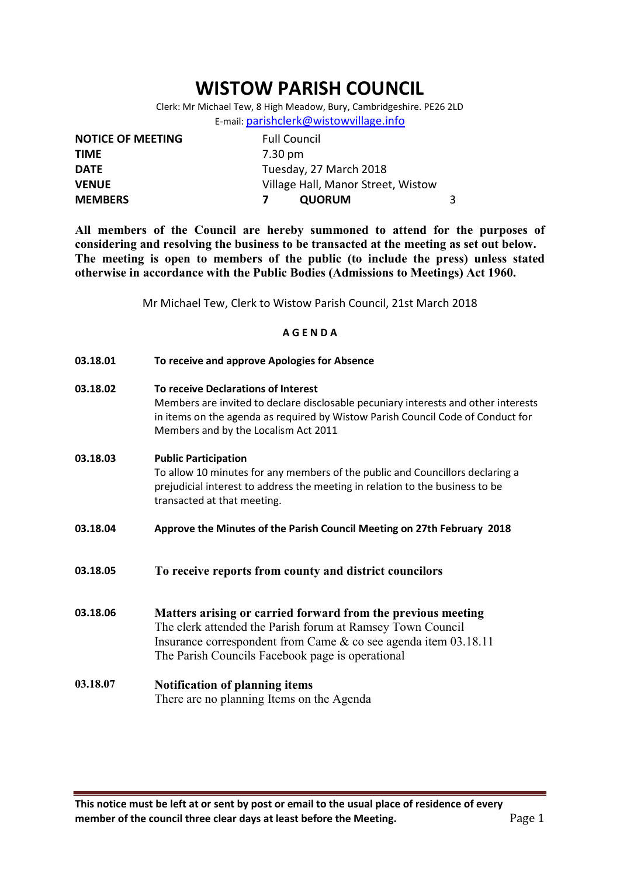// Example markdown for page header/footer omitted

# WISTOW PARISH COUNCIL

Clerk: Mr Michael Tew, 8 High Meadow, Bury, Cambridgeshire. PE26 2LD
E-mail: parishclerk@wistowvillage.info

| | | | |
|---|---|---|---|
| **NOTICE OF MEETING** | Full Council | | |
| **TIME** | 7.30 pm | | |
| **DATE** | Tuesday, 27 March 2018 | | |
| **VENUE** | Village Hall, Manor Street, Wistow | | |
| **MEMBERS** | **7** | **QUORUM** | 3 |

**All members of the Council are hereby summoned to attend for the purposes of considering and resolving the business to be transacted at the meeting as set out below. The meeting is open to members of the public (to include the press) unless stated otherwise in accordance with the Public Bodies (Admissions to Meetings) Act 1960.**

Mr Michael Tew, Clerk to Wistow Parish Council, 21st March 2018

**A G E N D A**

**03.18.01** **To receive and approve Apologies for Absence**

**03.18.02** **To receive Declarations of Interest**
Members are invited to declare disclosable pecuniary interests and other interests in items on the agenda as required by Wistow Parish Council Code of Conduct for Members and by the Localism Act 2011

**03.18.03** **Public Participation**
To allow 10 minutes for any members of the public and Councillors declaring a prejudicial interest to address the meeting in relation to the business to be transacted at that meeting.

**03.18.04** **Approve the Minutes of the Parish Council Meeting on 27th February 2018**

**03.18.05** **To receive reports from county and district councilors**

**03.18.06** **Matters arising or carried forward from the previous meeting**
The clerk attended the Parish forum at Ramsey Town Council
Insurance correspondent from Came & co see agenda item 03.18.11
The Parish Councils Facebook page is operational

**03.18.07** **Notification of planning items**
There are no planning Items on the Agenda

**This notice must be left at or sent by post or email to the usual place of residence of every member of the council three clear days at least before the Meeting.**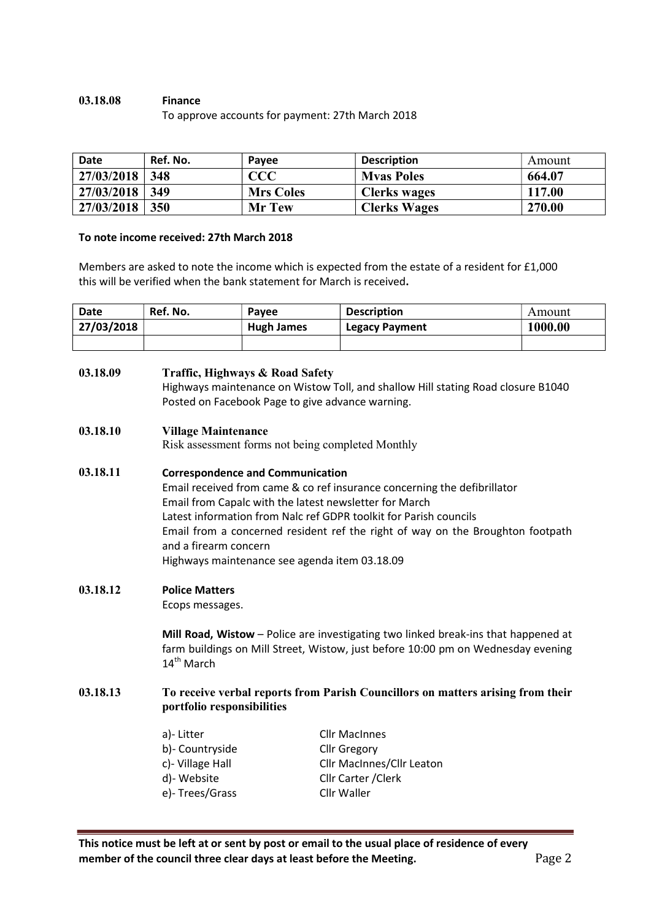**03.18.08 Finance**

To approve accounts for payment: 27th March 2018

| Date | Ref. No. | Payee | Description | Amount |
|---|---|---|---|---|
| 27/03/2018 | 348 | CCC | Mvas Poles | 664.07 |
| 27/03/2018 | 349 | Mrs Coles | Clerks wages | 117.00 |
| 27/03/2018 | 350 | Mr Tew | Clerks Wages | 270.00 |

**To note income received: 27th March 2018**

Members are asked to note the income which is expected from the estate of a resident for £1,000 this will be verified when the bank statement for March is received**.**

| Date | Ref. No. | Payee | Description | Amount |
|---|---|---|---|---|
| 27/03/2018 | | Hugh James | Legacy Payment | 1000.00 |
| | | | | |

**03.18.09 Traffic, Highways & Road Safety**

Highways maintenance on Wistow Toll, and shallow Hill stating Road closure B1040 Posted on Facebook Page to give advance warning.

**03.18.10 Village Maintenance**

Risk assessment forms not being completed Monthly

**03.18.11 Correspondence and Communication**

Email received from came & co ref insurance concerning the defibrillator
Email from Capalc with the latest newsletter for March
Latest information from Nalc ref GDPR toolkit for Parish councils
Email from a concerned resident ref the right of way on the Broughton footpath and a firearm concern
Highways maintenance see agenda item 03.18.09

**03.18.12 Police Matters**

Ecops messages.

**Mill Road, Wistow** – Police are investigating two linked break-ins that happened at farm buildings on Mill Street, Wistow, just before 10:00 pm on Wednesday evening 14th March

**03.18.13 To receive verbal reports from Parish Councillors on matters arising from their portfolio responsibilities**

| | |
|---|---|
| a)- Litter | Cllr MacInnes |
| b)- Countryside | Cllr Gregory |
| c)- Village Hall | Cllr MacInnes/Cllr Leaton |
| d)- Website | Cllr Carter /Clerk |
| e)- Trees/Grass | Cllr Waller |

**This notice must be left at or sent by post or email to the usual place of residence of every member of the council three clear days at least before the Meeting.**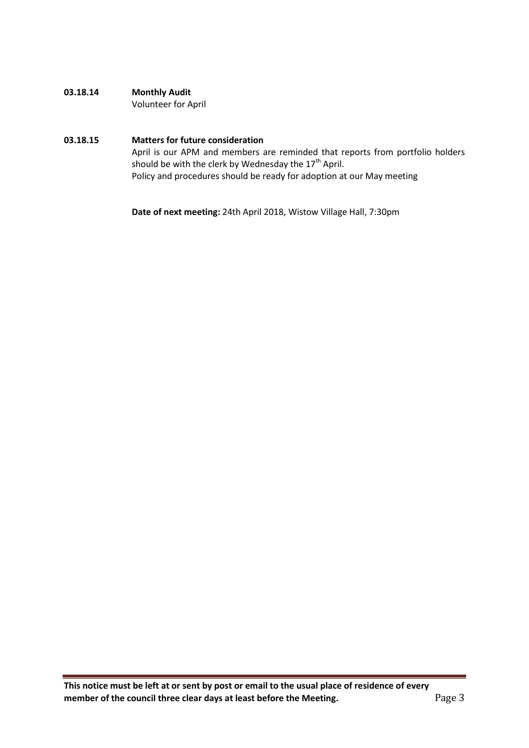**03.18.14** **Monthly Audit**

Volunteer for April

**03.18.15** **Matters for future consideration**

April is our APM and members are reminded that reports from portfolio holders should be with the clerk by Wednesday the 17th April.

Policy and procedures should be ready for adoption at our May meeting

**Date of next meeting:** 24th April 2018, Wistow Village Hall, 7:30pm

**This notice must be left at or sent by post or email to the usual place of residence of every member of the council three clear days at least before the Meeting.**